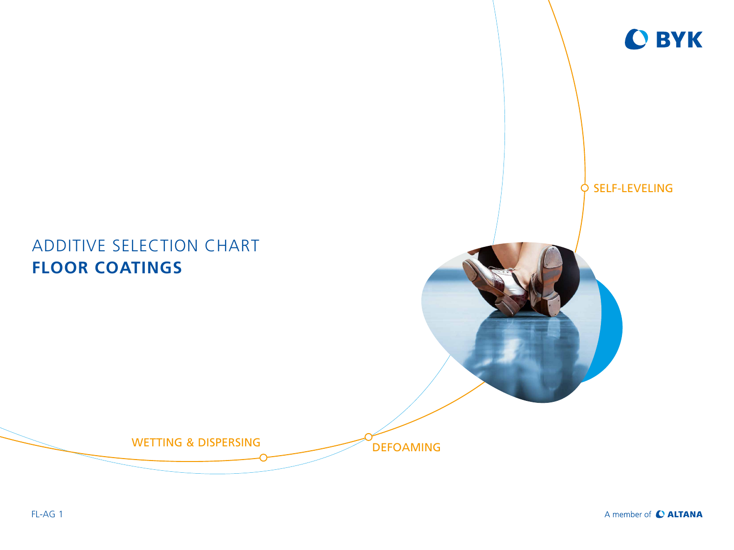# ADDITIVE SELECTION CHART
# **FLOOR COATINGS**

SELF-LEVELING

WETTING & DISPERSING

DEFOAMING

FL-AG 1

A member of ALTANA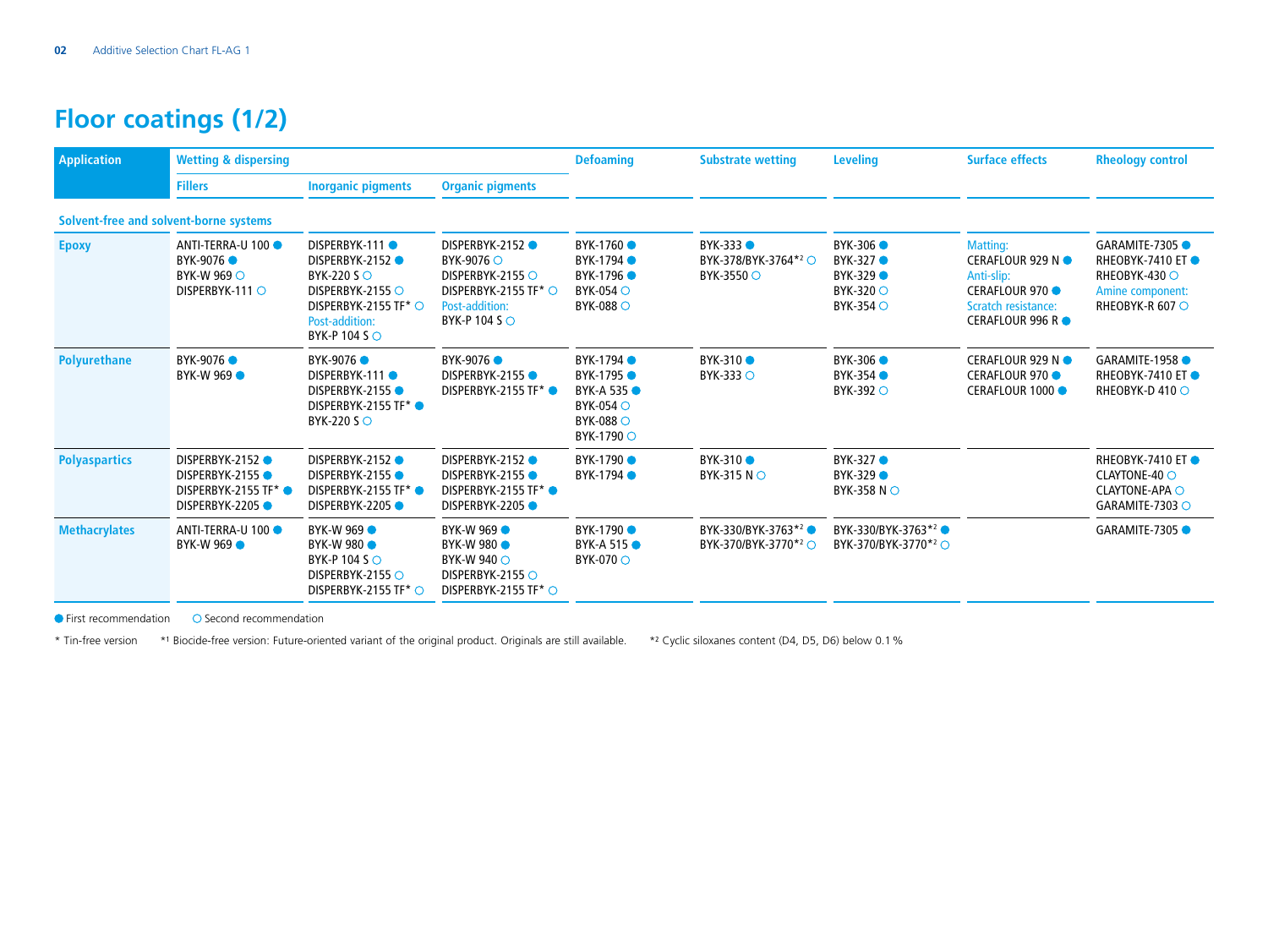# Floor coatings (1/2)

| Application | Wetting & dispersing | | | Defoaming | Substrate wetting | Leveling | Surface effects | Rheology control |
|---|---|---|---|---|---|---|---|---|
| | Fillers | Inorganic pigments | Organic pigments | | | | | |
| **Solvent-free and solvent-borne systems** | | | | | | | | |
| **Epoxy** | ANTI-TERRA-U 100 ●<br>BYK-9076 ●<br>BYK-W 969 ○<br>DISPERBYK-111 ○ | DISPERBYK-111 ●<br>DISPERBYK-2152 ●<br>BYK-220 S ○<br>DISPERBYK-2155 ○<br>DISPERBYK-2155 TF* ○<br>Post-addition:<br>BYK-P 104 S ○ | DISPERBYK-2152 ●<br>BYK-9076 ○<br>DISPERBYK-2155 ○<br>DISPERBYK-2155 TF* ○<br>Post-addition:<br>BYK-P 104 S ○ | BYK-1760 ●<br>BYK-1794 ●<br>BYK-1796 ●<br>BYK-054 ○<br>BYK-088 ○ | BYK-333 ●<br>BYK-378/BYK-3764*2 ○<br>BYK-3550 ○ | BYK-306 ●<br>BYK-327 ●<br>BYK-329 ●<br>BYK-320 ○<br>BYK-354 ○ | Matting:<br>CERAFLOUR 929 N ●<br>Anti-slip:<br>CERAFLOUR 970 ●<br>Scratch resistance:<br>CERAFLOUR 996 R ● | GARAMITE-7305 ●<br>RHEOBYK-7410 ET ●<br>RHEOBYK-430 ○<br>Amine component:<br>RHEOBYK-R 607 ○ |
| **Polyurethane** | BYK-9076 ●<br>BYK-W 969 ● | BYK-9076 ●<br>DISPERBYK-111 ●<br>DISPERBYK-2155 ●<br>DISPERBYK-2155 TF* ●<br>BYK-220 S ○ | BYK-9076 ●<br>DISPERBYK-2155 ●<br>DISPERBYK-2155 TF* ● | BYK-1794 ●<br>BYK-1795 ●<br>BYK-A 535 ●<br>BYK-054 ○<br>BYK-088 ○<br>BYK-1790 ○ | BYK-310 ●<br>BYK-333 ○ | BYK-306 ●<br>BYK-354 ●<br>BYK-392 ○ | CERAFLOUR 929 N ●<br>CERAFLOUR 970 ●<br>CERAFLOUR 1000 ● | GARAMITE-1958 ●<br>RHEOBYK-7410 ET ●<br>RHEOBYK-D 410 ○ |
| **Polyaspartics** | DISPERBYK-2152 ●<br>DISPERBYK-2155 ●<br>DISPERBYK-2155 TF* ●<br>DISPERBYK-2205 ● | DISPERBYK-2152 ●<br>DISPERBYK-2155 ●<br>DISPERBYK-2155 TF* ●<br>DISPERBYK-2205 ● | DISPERBYK-2152 ●<br>DISPERBYK-2155 ●<br>DISPERBYK-2155 TF* ●<br>DISPERBYK-2205 ● | BYK-1790 ●<br>BYK-1794 ● | BYK-310 ●<br>BYK-315 N ○ | BYK-327 ●<br>BYK-329 ●<br>BYK-358 N ○ | | RHEOBYK-7410 ET ●<br>CLAYTONE-40 ○<br>CLAYTONE-APA ○<br>GARAMITE-7303 ○ |
| **Methacrylates** | ANTI-TERRA-U 100 ●<br>BYK-W 969 ● | BYK-W 969 ●<br>BYK-W 980 ●<br>BYK-P 104 S ○<br>DISPERBYK-2155 ○<br>DISPERBYK-2155 TF* ○ | BYK-W 969 ●<br>BYK-W 980 ●<br>BYK-W 940 ○<br>DISPERBYK-2155 ○<br>DISPERBYK-2155 TF* ○ | BYK-1790 ●<br>BYK-A 515 ●<br>BYK-070 ○ | BYK-330/BYK-3763*2 ●<br>BYK-370/BYK-3770*2 ○ | BYK-330/BYK-3763*2 ●<br>BYK-370/BYK-3770*2 ○ | | GARAMITE-7305 ● |

● First recommendation ○ Second recommendation

* Tin-free version *1 Biocide-free version: Future-oriented variant of the original product. Originals are still available. *2 Cyclic siloxanes content (D4, D5, D6) below 0.1 %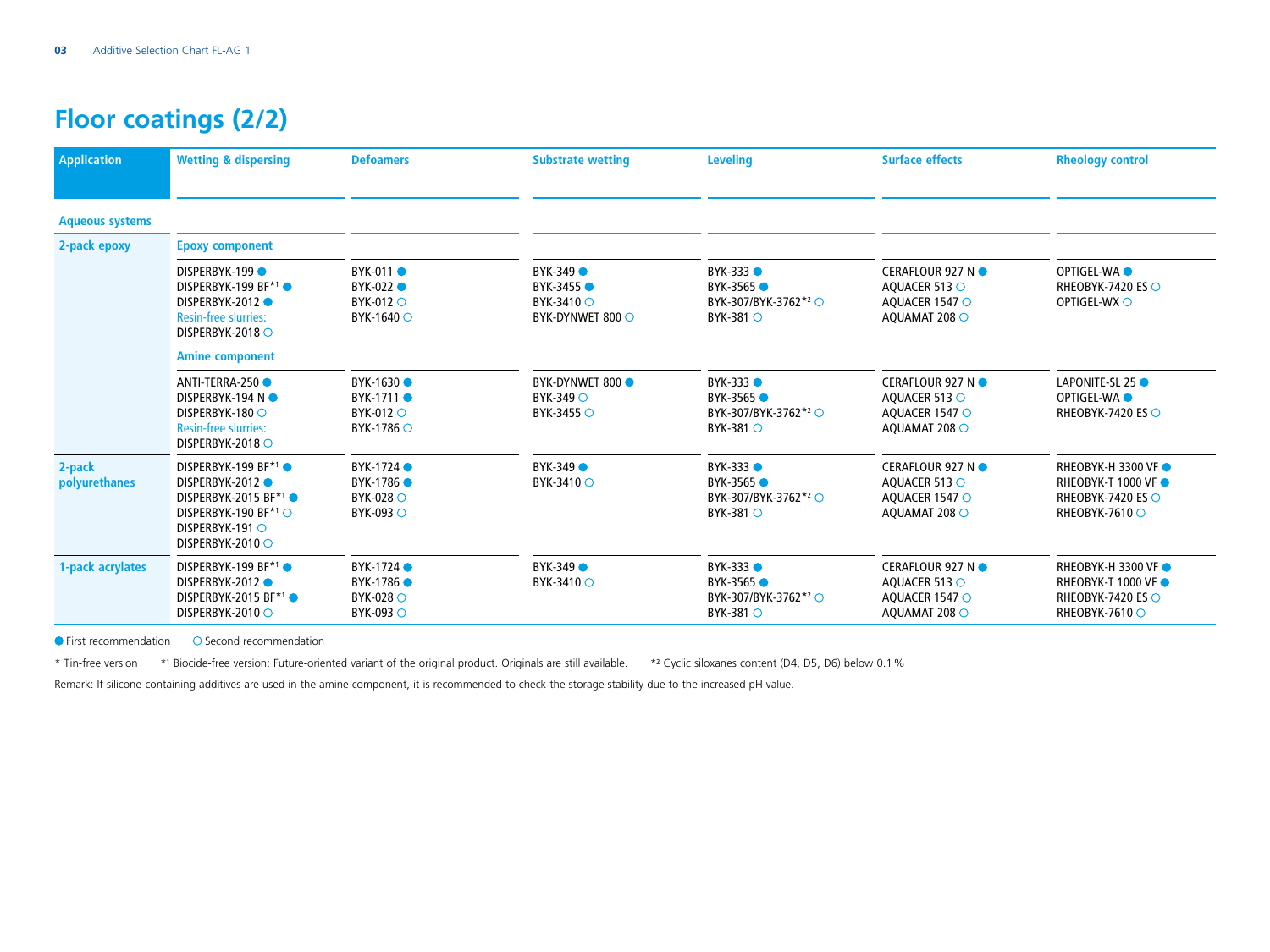# Floor coatings (2/2)

| Application | Wetting & dispersing | Defoamers | Substrate wetting | Leveling | Surface effects | Rheology control |
|---|---|---|---|---|---|---|
| **Aqueous systems** | | | | | | |
| **2-pack epoxy** | **Epoxy component** | | | | | |
| | DISPERBYK-199 ● <br> DISPERBYK-199 BF*[1] ● <br> DISPERBYK-2012 ● <br> Resin-free slurries: <br> DISPERBYK-2018 ○ | BYK-011 ● <br> BYK-022 ● <br> BYK-012 ○ <br> BYK-1640 ○ | BYK-349 ● <br> BYK-3455 ● <br> BYK-3410 ○ <br> BYK-DYNWET 800 ○ | BYK-333 ● <br> BYK-3565 ● <br> BYK-307/BYK-3762*[2] ○ <br> BYK-381 ○ | CERAFLOUR 927 N ● <br> AQUACER 513 ○ <br> AQUACER 1547 ○ <br> AQUAMAT 208 ○ | OPTIGEL-WA ● <br> RHEOBYK-7420 ES ○ <br> OPTIGEL-WX ○ |
| | **Amine component** | | | | | |
| | ANTI-TERRA-250 ● <br> DISPERBYK-194 N ● <br> DISPERBYK-180 ○ <br> Resin-free slurries: <br> DISPERBYK-2018 ○ | BYK-1630 ● <br> BYK-1711 ● <br> BYK-012 ○ <br> BYK-1786 ○ | BYK-DYNWET 800 ● <br> BYK-349 ○ <br> BYK-3455 ○ | BYK-333 ● <br> BYK-3565 ● <br> BYK-307/BYK-3762*[2] ○ <br> BYK-381 ○ | CERAFLOUR 927 N ● <br> AQUACER 513 ○ <br> AQUACER 1547 ○ <br> AQUAMAT 208 ○ | LAPONITE-SL 25 ● <br> OPTIGEL-WA ● <br> RHEOBYK-7420 ES ○ |
| **2-pack polyurethanes** | DISPERBYK-199 BF*[1] ● <br> DISPERBYK-2012 ● <br> DISPERBYK-2015 BF*[1] ● <br> DISPERBYK-190 BF*[1] ○ <br> DISPERBYK-191 ○ <br> DISPERBYK-2010 ○ | BYK-1724 ● <br> BYK-1786 ● <br> BYK-028 ○ <br> BYK-093 ○ | BYK-349 ● <br> BYK-3410 ○ | BYK-333 ● <br> BYK-3565 ● <br> BYK-307/BYK-3762*[2] ○ <br> BYK-381 ○ | CERAFLOUR 927 N ● <br> AQUACER 513 ○ <br> AQUACER 1547 ○ <br> AQUAMAT 208 ○ | RHEOBYK-H 3300 VF ● <br> RHEOBYK-T 1000 VF ● <br> RHEOBYK-7420 ES ○ <br> RHEOBYK-7610 ○ |
| **1-pack acrylates** | DISPERBYK-199 BF*[1] ● <br> DISPERBYK-2012 ● <br> DISPERBYK-2015 BF*[1] ● <br> DISPERBYK-2010 ○ | BYK-1724 ● <br> BYK-1786 ● <br> BYK-028 ○ <br> BYK-093 ○ | BYK-349 ● <br> BYK-3410 ○ | BYK-333 ● <br> BYK-3565 ● <br> BYK-307/BYK-3762*[2] ○ <br> BYK-381 ○ | CERAFLOUR 927 N ● <br> AQUACER 513 ○ <br> AQUACER 1547 ○ <br> AQUAMAT 208 ○ | RHEOBYK-H 3300 VF ● <br> RHEOBYK-T 1000 VF ● <br> RHEOBYK-7420 ES ○ <br> RHEOBYK-7610 ○ |

● First recommendation ○ Second recommendation

* Tin-free version *[1] Biocide-free version: Future-oriented variant of the original product. Originals are still available. *[2] Cyclic siloxanes content (D4, D5, D6) below 0.1 %

Remark: If silicone-containing additives are used in the amine component, it is recommended to check the storage stability due to the increased pH value.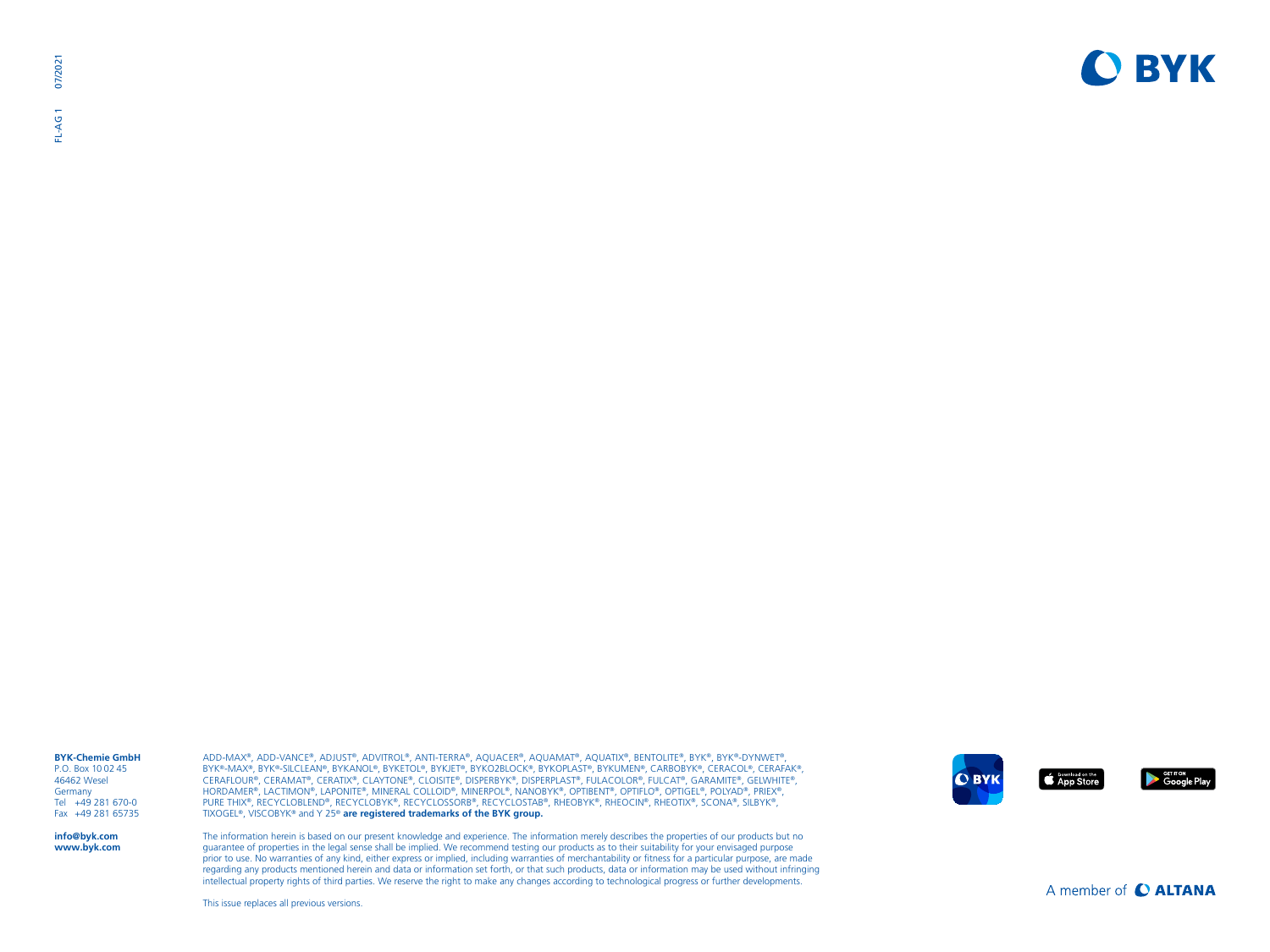FL-AG 1 07/2021

**BYK-Chemie GmbH**
P.O. Box 10 02 45
46462 Wesel
Germany
Tel +49 281 670-0
Fax +49 281 65735

**info@byk.com**
**www.byk.com**

ADD-MAX®, ADD-VANCE®, ADJUST®, ADVITROL®, ANTI-TERRA®, AQUACER®, AQUAMAT®, AQUATIX®, BENTOLITE®, BYK®, BYK®-DYNWET®, BYK®-MAX®, BYK®-SILCLEAN®, BYKANOL®, BYKETOL®, BYKJET®, BYKO2BLOCK®, BYKOPLAST®, BYKUMEN®, CARBOBYK®, CERACOL®, CERAFAK®, CERAFLOUR®, CERAMAT®, CERATIX®, CLAYTONE®, CLOISITE®, DISPERBYK®, DISPERPLAST®, FULACOLOR®, FULCAT®, GARAMITE®, GELWHITE®, HORDAMER®, LACTIMON®, LAPONITE®, MINERAL COLLOID®, MINERPOL®, NANOBYK®, OPTIBENT®, OPTIFLO®, OPTIGEL®, POLYAD®, PRIEX®, PURE THIX®, RECYCLOBLEND®, RECYCLOBYK®, RECYCLOSSORB®, RECYCLOSTAB®, RHEOBYK®, RHEOCIN®, RHEOTIX®, SCONA®, SILBYK®, TIXOGEL®, VISCOBYK® and Y 25® **are registered trademarks of the BYK group.**

The information herein is based on our present knowledge and experience. The information merely describes the properties of our products but no guarantee of properties in the legal sense shall be implied. We recommend testing our products as to their suitability for your envisaged purpose prior to use. No warranties of any kind, either express or implied, including warranties of merchantability or fitness for a particular purpose, are made regarding any products mentioned herein and data or information set forth, or that such products, data or information may be used without infringing intellectual property rights of third parties. We reserve the right to make any changes according to technological progress or further developments.

This issue replaces all previous versions.

A member of ALTANA